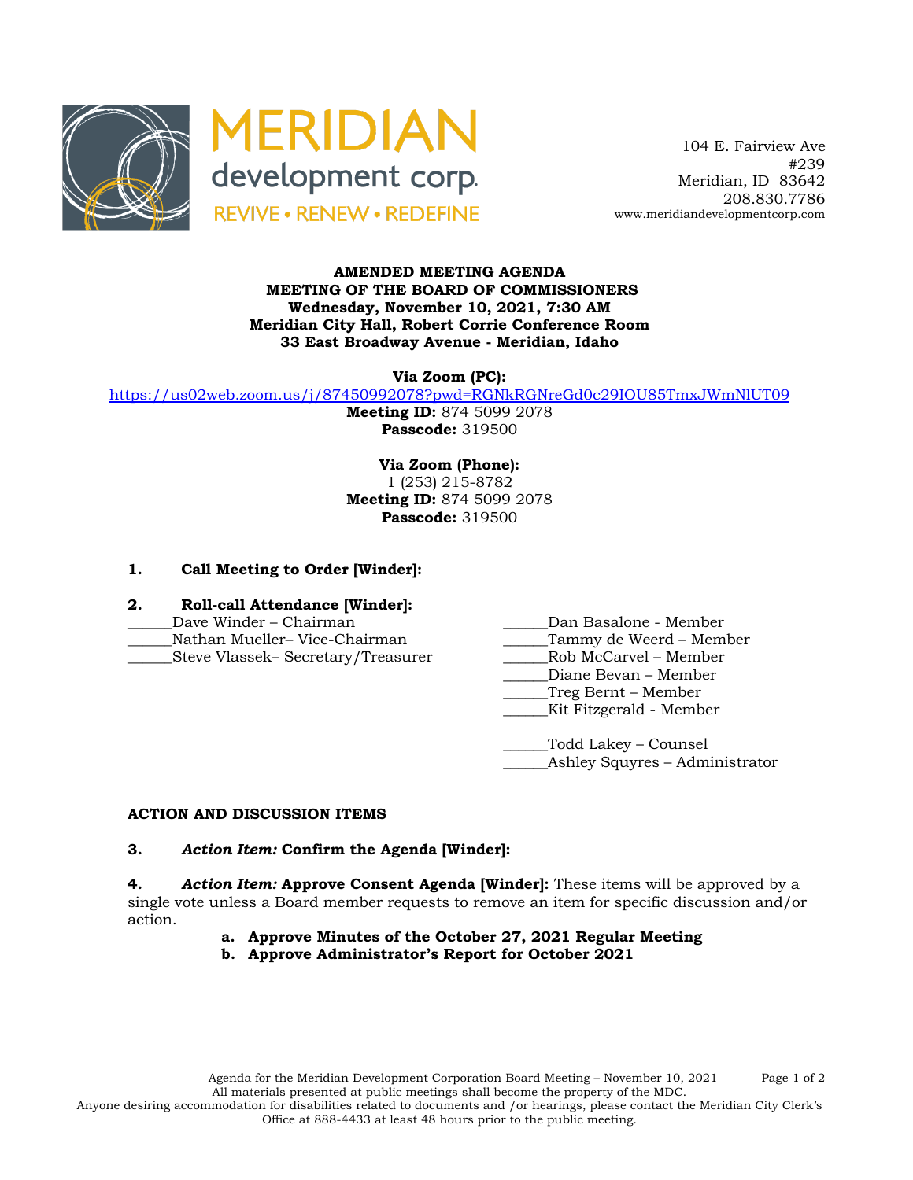MERIDIAN development corp.
REVIVE • RENEW • REDEFINE

104 E. Fairview Ave
#239
Meridian, ID 83642
208.830.7786
www.meridiandevelopmentcorp.com

**AMENDED MEETING AGENDA**
**MEETING OF THE BOARD OF COMMISSIONERS**
**Wednesday, November 10, 2021, 7:30 AM**
**Meridian City Hall, Robert Corrie Conference Room**
**33 East Broadway Avenue - Meridian, Idaho**

**Via Zoom (PC):**
https://us02web.zoom.us/j/87450992078?pwd=RGNkRGNreGd0c29IOU85TmxJWmNlUT09
**Meeting ID:** 874 5099 2078
**Passcode:** 319500

**Via Zoom (Phone):**
1 (253) 215-8782
**Meeting ID:** 874 5099 2078
**Passcode:** 319500

**1. Call Meeting to Order [Winder]:**

**2. Roll-call Attendance [Winder]:**

______Dave Winder – Chairman
______Nathan Mueller– Vice-Chairman
______Steve Vlassek– Secretary/Treasurer
______Dan Basalone - Member
______Tammy de Weerd – Member
______Rob McCarvel – Member
______Diane Bevan – Member
______Treg Bernt – Member
______Kit Fitzgerald - Member

______Todd Lakey – Counsel
______Ashley Squyres – Administrator

**ACTION AND DISCUSSION ITEMS**

**3. *Action Item:* Confirm the Agenda [Winder]:**

**4. *Action Item:* Approve Consent Agenda [Winder]:** These items will be approved by a single vote unless a Board member requests to remove an item for specific discussion and/or action.

- **a. Approve Minutes of the October 27, 2021 Regular Meeting**
- **b. Approve Administrator's Report for October 2021**

All materials presented at public meetings shall become the property of the MDC.
Anyone desiring accommodation for disabilities related to documents and /or hearings, please contact the Meridian City Clerk's Office at 888-4433 at least 48 hours prior to the public meeting.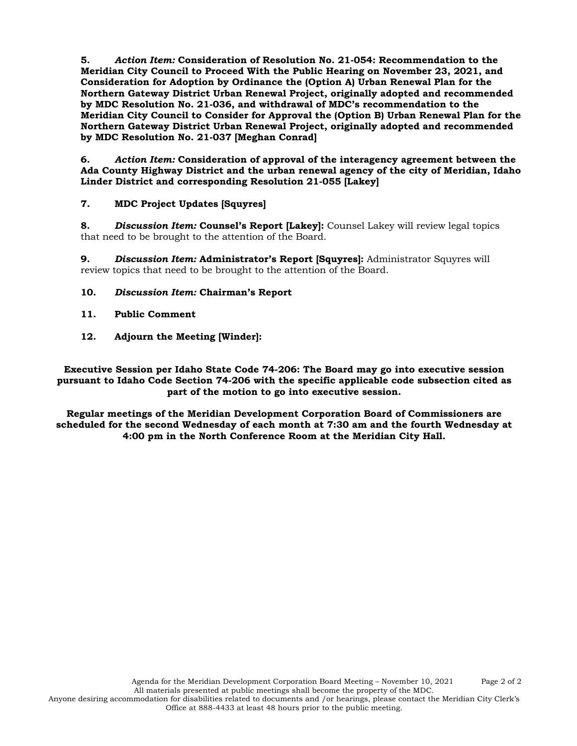**5.** ***Action Item:*** **Consideration of Resolution No. 21-054: Recommendation to the Meridian City Council to Proceed With the Public Hearing on November 23, 2021, and Consideration for Adoption by Ordinance the (Option A) Urban Renewal Plan for the Northern Gateway District Urban Renewal Project, originally adopted and recommended by MDC Resolution No. 21-036, and withdrawal of MDC's recommendation to the Meridian City Council to Consider for Approval the (Option B) Urban Renewal Plan for the Northern Gateway District Urban Renewal Project, originally adopted and recommended by MDC Resolution No. 21-037 [Meghan Conrad]**

**6.** ***Action Item:*** **Consideration of approval of the interagency agreement between the Ada County Highway District and the urban renewal agency of the city of Meridian, Idaho Linder District and corresponding Resolution 21-055 [Lakey]**

**7. MDC Project Updates [Squyres]**

**8.** ***Discussion Item:*** **Counsel's Report [Lakey]:** Counsel Lakey will review legal topics that need to be brought to the attention of the Board.

**9.** ***Discussion Item:*** **Administrator's Report [Squyres]:** Administrator Squyres will review topics that need to be brought to the attention of the Board.

**10.** ***Discussion Item:*** **Chairman's Report**

**11. Public Comment**

**12. Adjourn the Meeting [Winder]:**

**Executive Session per Idaho State Code 74-206: The Board may go into executive session pursuant to Idaho Code Section 74-206 with the specific applicable code subsection cited as part of the motion to go into executive session.**

**Regular meetings of the Meridian Development Corporation Board of Commissioners are scheduled for the second Wednesday of each month at 7:30 am and the fourth Wednesday at 4:00 pm in the North Conference Room at the Meridian City Hall.**

Agenda for the Meridian Development Corporation Board Meeting – November 10, 2021

All materials presented at public meetings shall become the property of the MDC.

Anyone desiring accommodation for disabilities related to documents and /or hearings, please contact the Meridian City Clerk's Office at 888-4433 at least 48 hours prior to the public meeting.